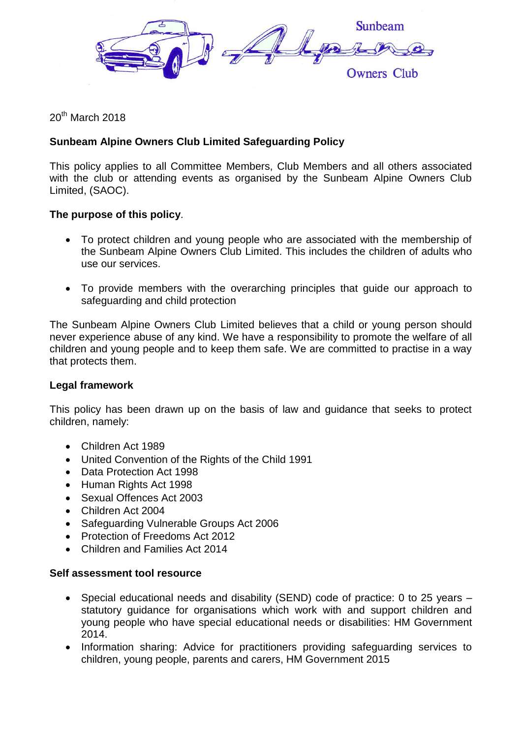Sunbeam Alpine Owners Club

20th March 2018

**Sunbeam Alpine Owners Club Limited Safeguarding Policy**

This policy applies to all Committee Members, Club Members and all others associated with the club or attending events as organised by the Sunbeam Alpine Owners Club Limited, (SAOC).

**The purpose of this policy**.

- To protect children and young people who are associated with the membership of the Sunbeam Alpine Owners Club Limited. This includes the children of adults who use our services.
- To provide members with the overarching principles that guide our approach to safeguarding and child protection

The Sunbeam Alpine Owners Club Limited believes that a child or young person should never experience abuse of any kind. We have a responsibility to promote the welfare of all children and young people and to keep them safe. We are committed to practise in a way that protects them.

**Legal framework**

This policy has been drawn up on the basis of law and guidance that seeks to protect children, namely:

- Children Act 1989
- United Convention of the Rights of the Child 1991
- Data Protection Act 1998
- Human Rights Act 1998
- Sexual Offences Act 2003
- Children Act 2004
- Safeguarding Vulnerable Groups Act 2006
- Protection of Freedoms Act 2012
- Children and Families Act 2014

**Self assessment tool resource**

- Special educational needs and disability (SEND) code of practice: 0 to 25 years – statutory guidance for organisations which work with and support children and young people who have special educational needs or disabilities: HM Government 2014.
- Information sharing: Advice for practitioners providing safeguarding services to children, young people, parents and carers, HM Government 2015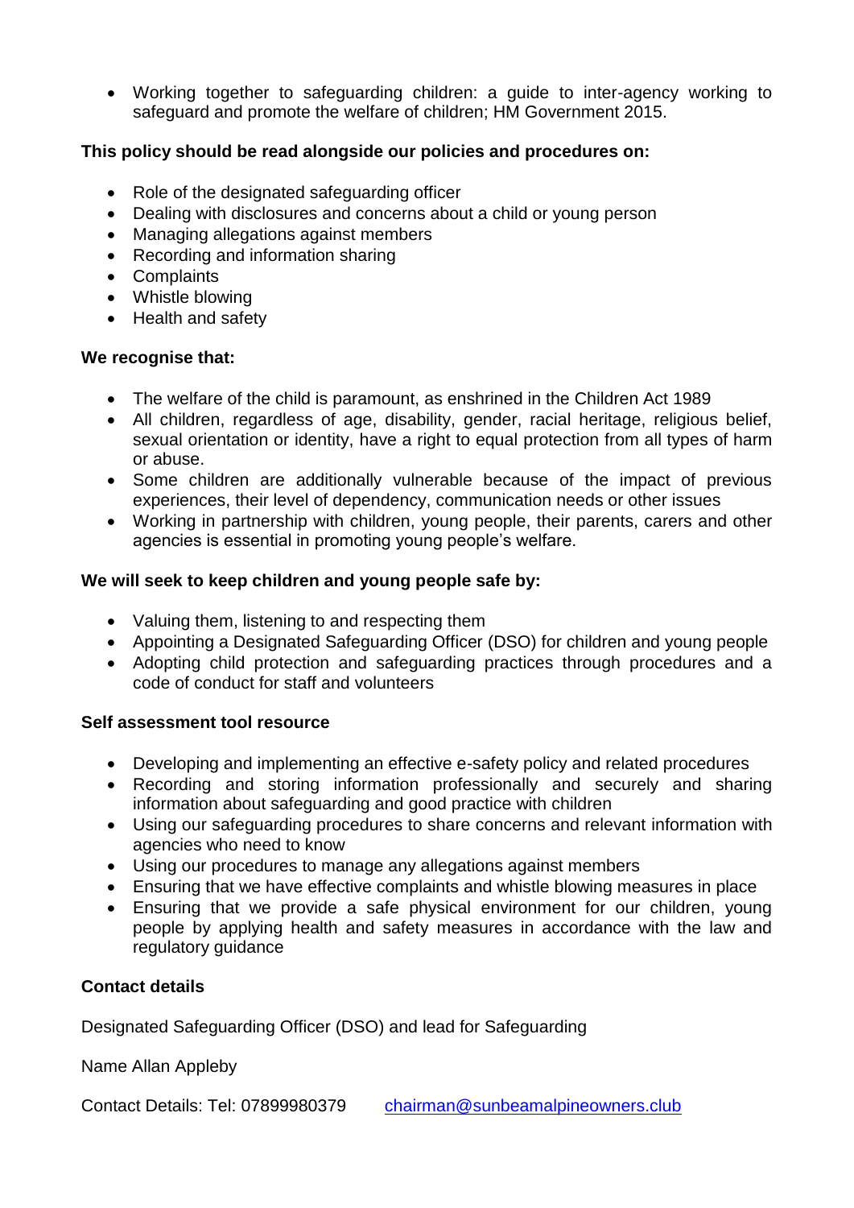- Working together to safeguarding children: a guide to inter-agency working to safeguard and promote the welfare of children; HM Government 2015.

**This policy should be read alongside our policies and procedures on:**

- Role of the designated safeguarding officer
- Dealing with disclosures and concerns about a child or young person
- Managing allegations against members
- Recording and information sharing
- Complaints
- Whistle blowing
- Health and safety

**We recognise that:**

- The welfare of the child is paramount, as enshrined in the Children Act 1989
- All children, regardless of age, disability, gender, racial heritage, religious belief, sexual orientation or identity, have a right to equal protection from all types of harm or abuse.
- Some children are additionally vulnerable because of the impact of previous experiences, their level of dependency, communication needs or other issues
- Working in partnership with children, young people, their parents, carers and other agencies is essential in promoting young people's welfare.

**We will seek to keep children and young people safe by:**

- Valuing them, listening to and respecting them
- Appointing a Designated Safeguarding Officer (DSO) for children and young people
- Adopting child protection and safeguarding practices through procedures and a code of conduct for staff and volunteers

**Self assessment tool resource**

- Developing and implementing an effective e-safety policy and related procedures
- Recording and storing information professionally and securely and sharing information about safeguarding and good practice with children
- Using our safeguarding procedures to share concerns and relevant information with agencies who need to know
- Using our procedures to manage any allegations against members
- Ensuring that we have effective complaints and whistle blowing measures in place
- Ensuring that we provide a safe physical environment for our children, young people by applying health and safety measures in accordance with the law and regulatory guidance

**Contact details**

Designated Safeguarding Officer (DSO) and lead for Safeguarding

Name Allan Appleby

Contact Details: Tel: 07899980379 chairman@sunbeamalpineowners.club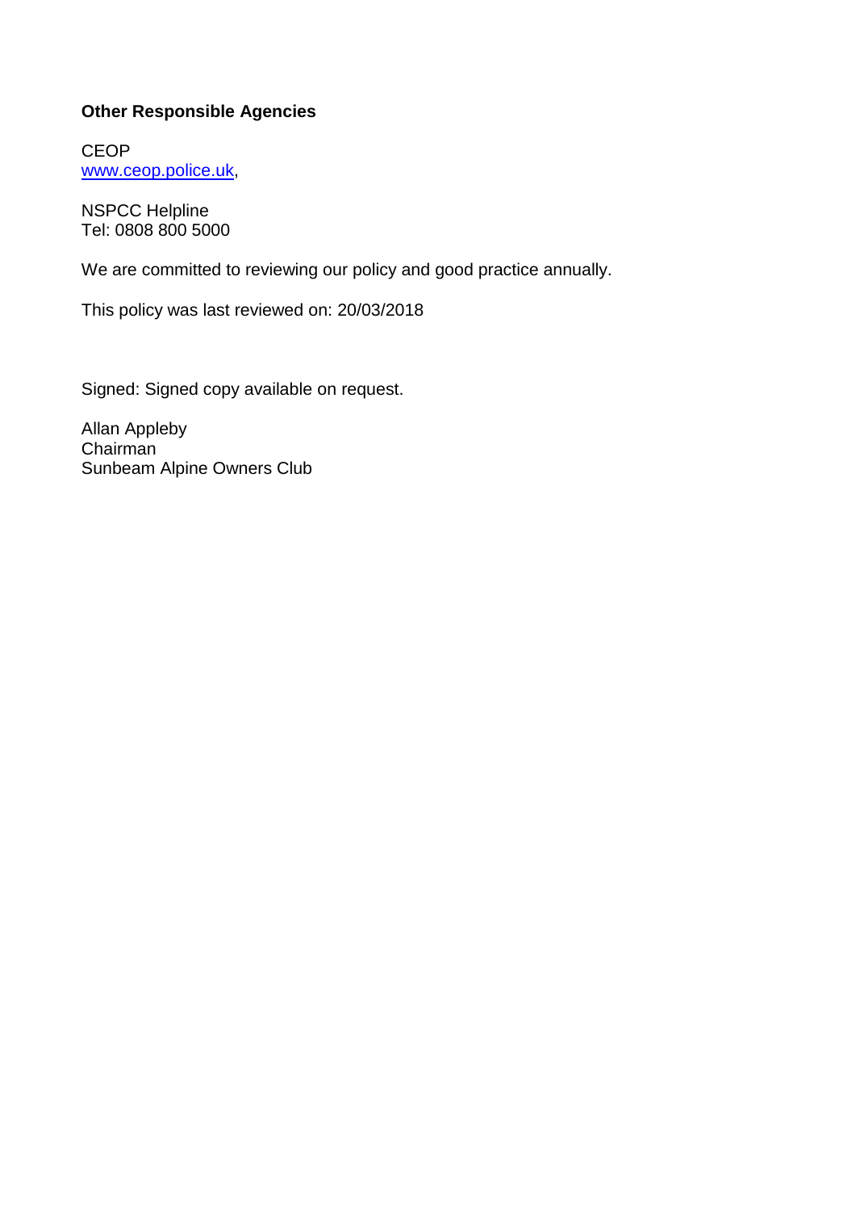**Other Responsible Agencies**

CEOP
www.ceop.police.uk,

NSPCC Helpline
Tel: 0808 800 5000

We are committed to reviewing our policy and good practice annually.

This policy was last reviewed on: 20/03/2018

Signed: Signed copy available on request.

Allan Appleby
Chairman
Sunbeam Alpine Owners Club